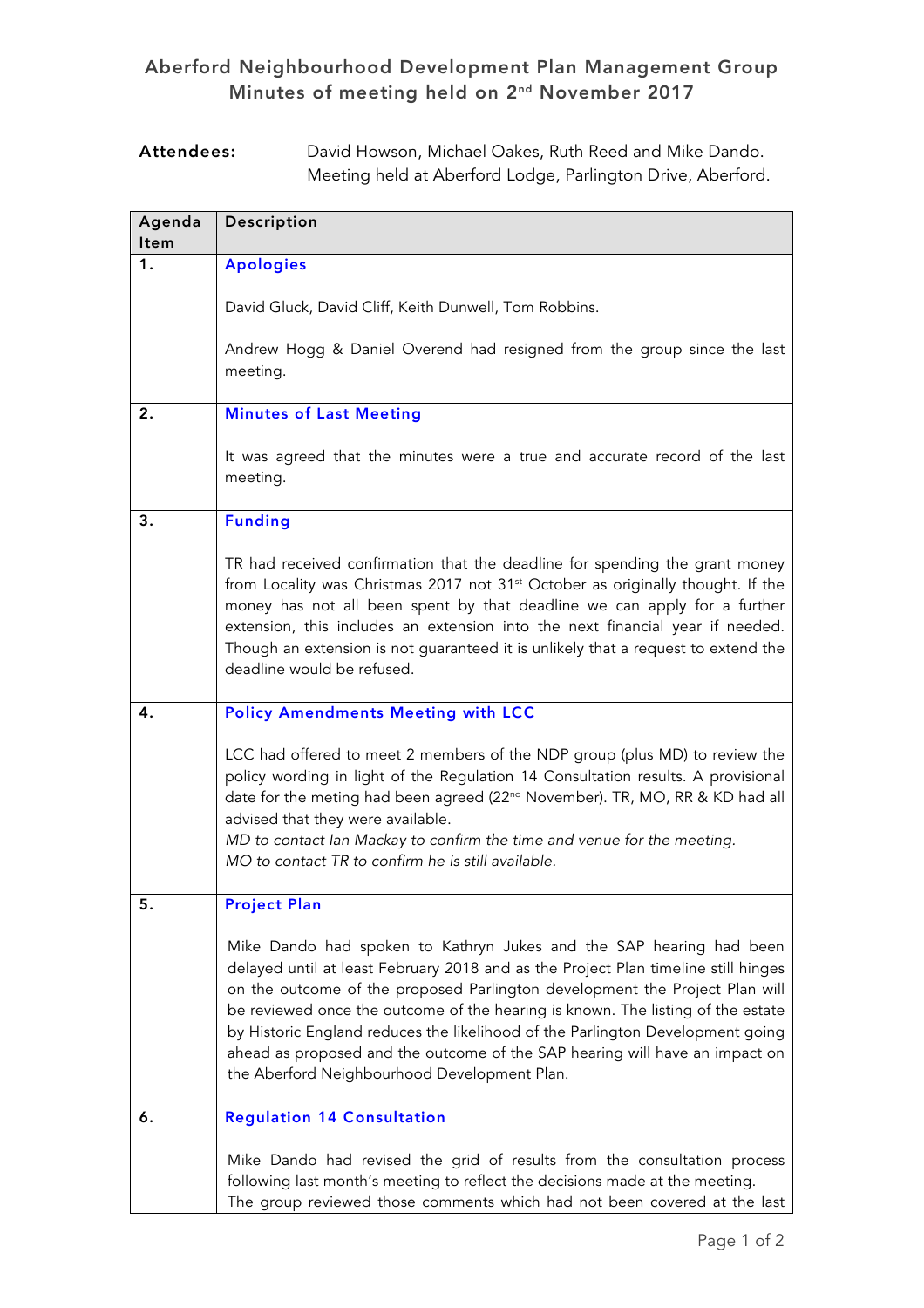# Aberford Neighbourhood Development Plan Management Group
## Minutes of meeting held on 2nd November 2017

**Attendees:** David Howson, Michael Oakes, Ruth Reed and Mike Dando.
Meeting held at Aberford Lodge, Parlington Drive, Aberford.

| Agenda Item | Description |
|---|---|
| 1. | **Apologies**<br><br>David Gluck, David Cliff, Keith Dunwell, Tom Robbins.<br><br>Andrew Hogg & Daniel Overend had resigned from the group since the last meeting. |
| 2. | **Minutes of Last Meeting**<br><br>It was agreed that the minutes were a true and accurate record of the last meeting. |
| 3. | **Funding**<br><br>TR had received confirmation that the deadline for spending the grant money from Locality was Christmas 2017 not 31st October as originally thought. If the money has not all been spent by that deadline we can apply for a further extension, this includes an extension into the next financial year if needed. Though an extension is not guaranteed it is unlikely that a request to extend the deadline would be refused. |
| 4. | **Policy Amendments Meeting with LCC**<br><br>LCC had offered to meet 2 members of the NDP group (plus MD) to review the policy wording in light of the Regulation 14 Consultation results. A provisional date for the meting had been agreed (22nd November). TR, MO, RR & KD had all advised that they were available.<br>*MD to contact Ian Mackay to confirm the time and venue for the meeting.*<br>*MO to contact TR to confirm he is still available.* |
| 5. | **Project Plan**<br><br>Mike Dando had spoken to Kathryn Jukes and the SAP hearing had been delayed until at least February 2018 and as the Project Plan timeline still hinges on the outcome of the proposed Parlington development the Project Plan will be reviewed once the outcome of the hearing is known. The listing of the estate by Historic England reduces the likelihood of the Parlington Development going ahead as proposed and the outcome of the SAP hearing will have an impact on the Aberford Neighbourhood Development Plan. |
| 6. | **Regulation 14 Consultation**<br><br>Mike Dando had revised the grid of results from the consultation process following last month's meeting to reflect the decisions made at the meeting.<br>The group reviewed those comments which had not been covered at the last |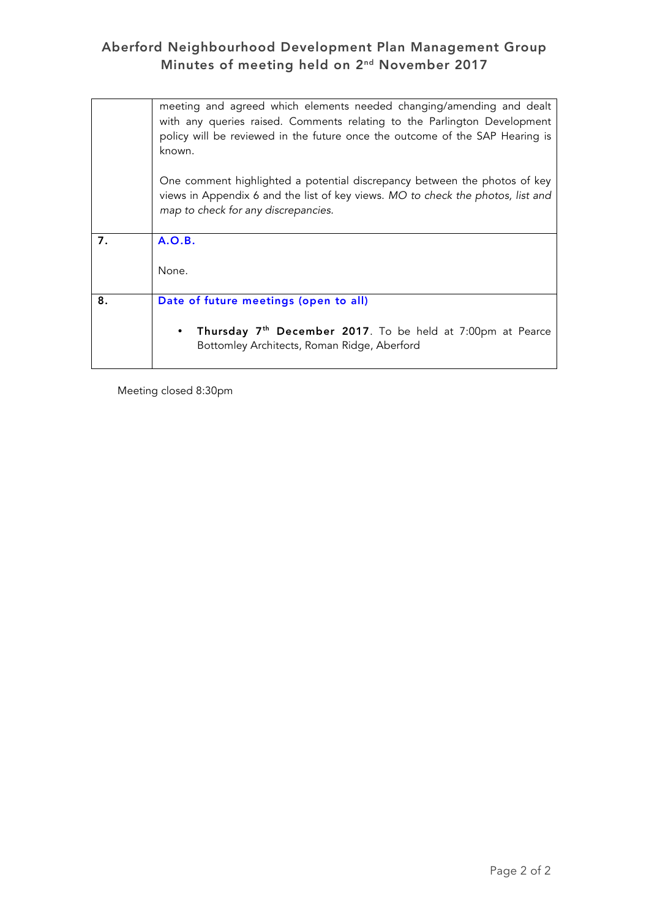| | |
|---|---|
| | meeting and agreed which elements needed changing/amending and dealt with any queries raised. Comments relating to the Parlington Development policy will be reviewed in the future once the outcome of the SAP Hearing is known.<br><br>One comment highlighted a potential discrepancy between the photos of key views in Appendix 6 and the list of key views. *MO to check the photos, list and map to check for any discrepancies.* |
| **7.** | **A.O.B.**<br><br>None. |
| **8.** | **Date of future meetings (open to all)**<br><br>• **Thursday 7th December 2017**. To be held at 7:00pm at Pearce Bottomley Architects, Roman Ridge, Aberford |

Meeting closed 8:30pm